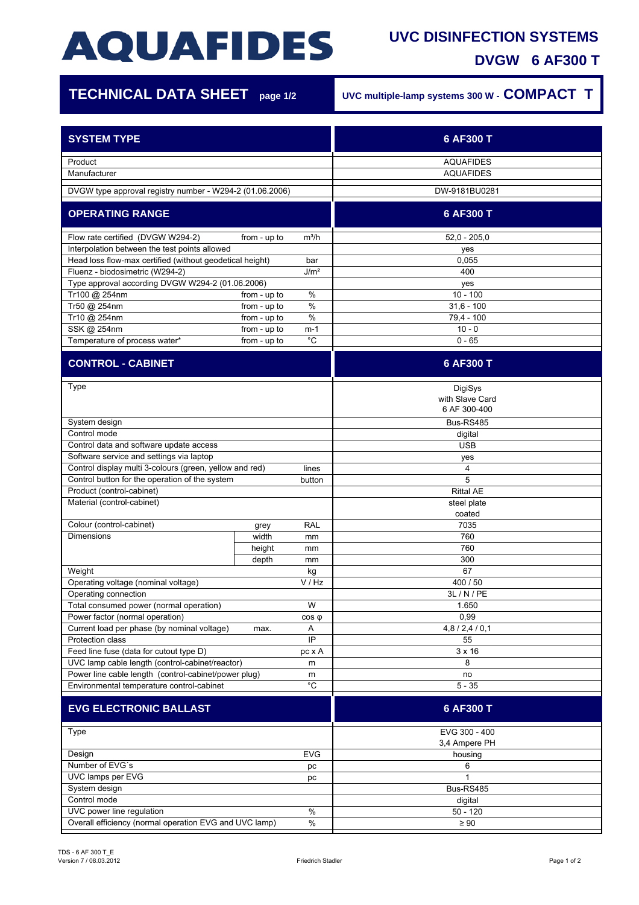# AQUAFIDES

## UVC DISINFECTION SYSTEMS

## DVGW 6 AF300 T

## TECHNICAL DATA SHEET page 1/2

**UVC multiple-lamp systems 300 W - COMPACT T**

| SYSTEM TYPE | | | 6 AF300 T |
|---|---|---|---|
| Product | | | AQUAFIDES |
| Manufacturer | | | AQUAFIDES |
| DVGW type approval registry number - W294-2 (01.06.2006) | | | DW-9181BU0281 |

| OPERATING RANGE | | | 6 AF300 T |
|---|---|---|---|
| Flow rate certified (DVGW W294-2) | from - up to | $m^3/h$ | 52,0 - 205,0 |
| Interpolation between the test points allowed | | | yes |
| Head loss flow-max certified (without geodetical height) | | bar | 0,055 |
| Fluenz - biodosimetric (W294-2) | | $J/m^2$ | 400 |
| Type approval according DVGW W294-2 (01.06.2006) | | | yes |
| Tr100 @ 254nm | from - up to | % | 10 - 100 |
| Tr50 @ 254nm | from - up to | % | 31,6 - 100 |
| Tr10 @ 254nm | from - up to | % | 79,4 - 100 |
| SSK @ 254nm | from - up to | m-1 | 10 - 0 |
| Temperature of process water* | from - up to | °C | 0 - 65 |

| CONTROL - CABINET | | | 6 AF300 T |
|---|---|---|---|
| Type | | | DigiSys with Slave Card 6 AF 300-400 |
| System design | | | Bus-RS485 |
| Control mode | | | digital |
| Control data and software update access | | | USB |
| Software service and settings via laptop | | | yes |
| Control display multi 3-colours (green, yellow and red) | | lines | 4 |
| Control button for the operation of the system | | button | 5 |
| Product (control-cabinet) | | | Rittal AE |
| Material (control-cabinet) | | | steel plate coated |
| Colour (control-cabinet) | grey | RAL | 7035 |
| Dimensions | width | mm | 760 |
| | height | mm | 760 |
| | depth | mm | 300 |
| Weight | | kg | 67 |
| Operating voltage (nominal voltage) | | V / Hz | 400 / 50 |
| Operating connection | | | 3L / N / PE |
| Total consumed power (normal operation) | | W | 1.650 |
| Power factor (normal operation) | | cos φ | 0,99 |
| Current load per phase (by nominal voltage) | max. | A | 4,8 / 2,4 / 0,1 |
| Protection class | | IP | 55 |
| Feed line fuse (data for cutout type D) | | pc x A | 3 x 16 |
| UVC lamp cable length (control-cabinet/reactor) | | m | 8 |
| Power line cable length (control-cabinet/power plug) | | m | no |
| Environmental temperature control-cabinet | | °C | 5 - 35 |

| EVG ELECTRONIC BALLAST | | | 6 AF300 T |
|---|---|---|---|
| Type | | | EVG 300 - 400 3,4 Ampere PH |
| Design | | EVG | housing |
| Number of EVG´s | | pc | 6 |
| UVC lamps per EVG | | pc | 1 |
| System design | | | Bus-RS485 |
| Control mode | | | digital |
| UVC power line regulation | | % | 50 - 120 |
| Overall efficiency (normal operation EVG and UVC lamp) | | % | ≥ 90 |

TDS - 6 AF 300 T_E
Version 7 / 08.03.2012

Friedrich Stadler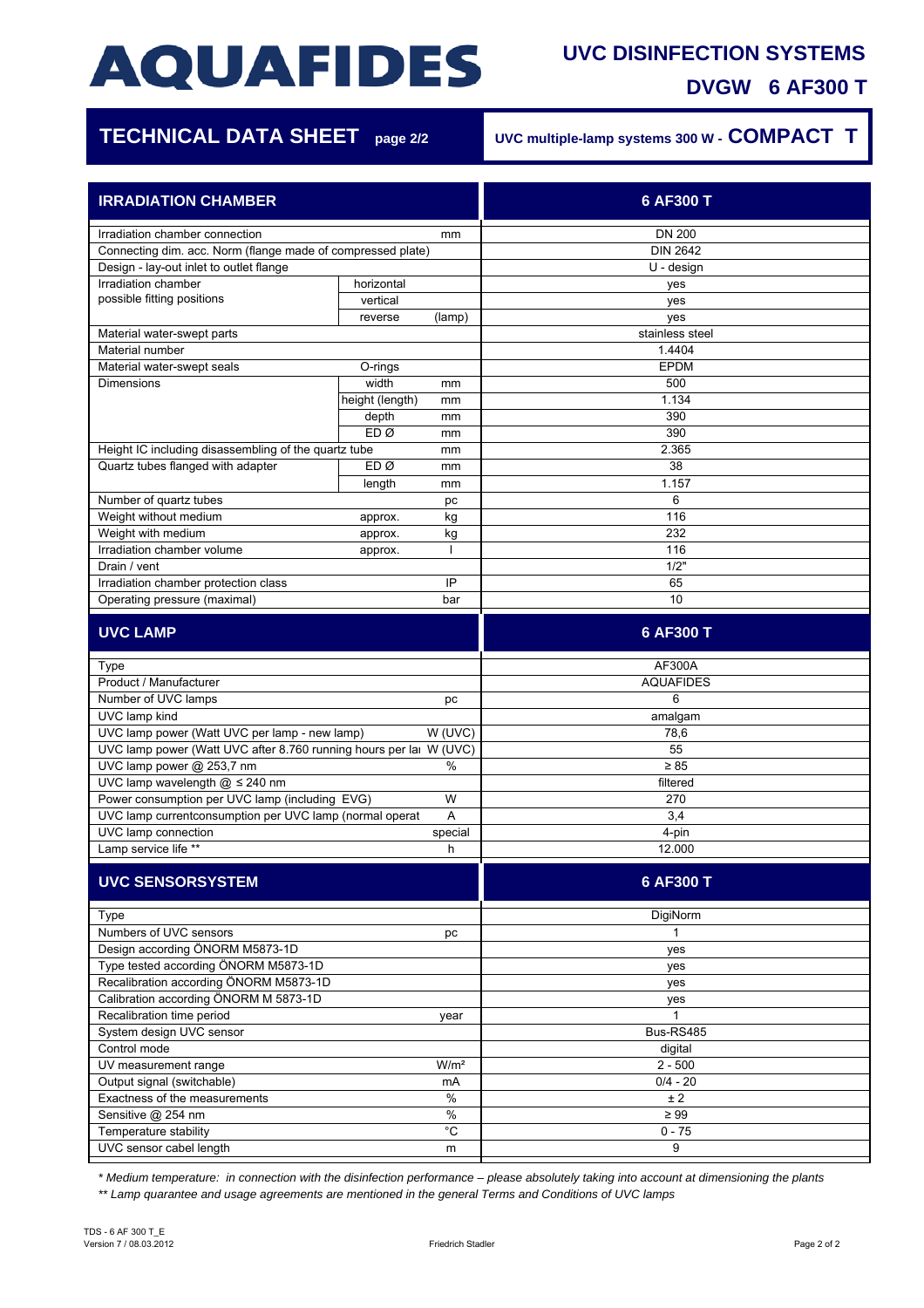# AQUAFIDES

## UVC DISINFECTION SYSTEMS

## DVGW 6 AF300 T

## TECHNICAL DATA SHEET page 2/2

**UVC multiple-lamp systems 300 W - COMPACT T**

| IRRADIATION CHAMBER | | | 6 AF300 T |
|---|---|---|---|
| Irradiation chamber connection | | mm | DN 200 |
| Connecting dim. acc. Norm (flange made of compressed plate) | | | DIN 2642 |
| Design - lay-out inlet to outlet flange | | | U - design |
| Irradiation chamber possible fitting positions | horizontal | | yes |
| | vertical | | yes |
| | reverse | (lamp) | yes |
| Material water-swept parts | | | stainless steel |
| Material number | | | 1.4404 |
| Material water-swept seals | O-rings | | EPDM |
| Dimensions | width | mm | 500 |
| | height (length) | mm | 1.134 |
| | depth | mm | 390 |
| | ED Ø | mm | 390 |
| Height IC including disassembling of the quartz tube | | mm | 2.365 |
| Quartz tubes flanged with adapter | ED Ø | mm | 38 |
| | length | mm | 1.157 |
| Number of quartz tubes | | pc | 6 |
| Weight without medium | approx. | kg | 116 |
| Weight with medium | approx. | kg | 232 |
| Irradiation chamber volume | approx. | l | 116 |
| Drain / vent | | | 1/2" |
| Irradiation chamber protection class | | IP | 65 |
| Operating pressure (maximal) | | bar | 10 |

| UVC LAMP | | 6 AF300 T |
|---|---|---|
| Type | | AF300A |
| Product / Manufacturer | | AQUAFIDES |
| Number of UVC lamps | pc | 6 |
| UVC lamp kind | | amalgam |
| UVC lamp power (Watt UVC per lamp - new lamp) | W (UVC) | 78,6 |
| UVC lamp power (Watt UVC after 8.760 running hours per lai | W (UVC) | 55 |
| UVC lamp power @ 253,7 nm | % | ≥ 85 |
| UVC lamp wavelength @ ≤ 240 nm | | filtered |
| Power consumption per UVC lamp (including EVG) | W | 270 |
| UVC lamp currentconsumption per UVC lamp (normal operat | A | 3,4 |
| UVC lamp connection | special | 4-pin |
| Lamp service life ** | h | 12.000 |

| UVC SENSORSYSTEM | | 6 AF300 T |
|---|---|---|
| Type | | DigiNorm |
| Numbers of UVC sensors | pc | 1 |
| Design according ÖNORM M5873-1D | | yes |
| Type tested according ÖNORM M5873-1D | | yes |
| Recalibration according ÖNORM M5873-1D | | yes |
| Calibration according ÖNORM M 5873-1D | | yes |
| Recalibration time period | year | 1 |
| System design UVC sensor | | Bus-RS485 |
| Control mode | | digital |
| UV measurement range | W/m² | 2 - 500 |
| Output signal (switchable) | mA | 0/4 - 20 |
| Exactness of the measurements | % | ± 2 |
| Sensitive @ 254 nm | % | ≥ 99 |
| Temperature stability | °C | 0 - 75 |
| UVC sensor cabel length | m | 9 |

*\* Medium temperature: in connection with the disinfection performance – please absolutely taking into account at dimensioning the plants*

*\*\* Lamp quarantee and usage agreements are mentioned in the general Terms and Conditions of UVC lamps*

TDS - 6 AF 300 T_E
Version 7 / 08.03.2012

Friedrich Stadler